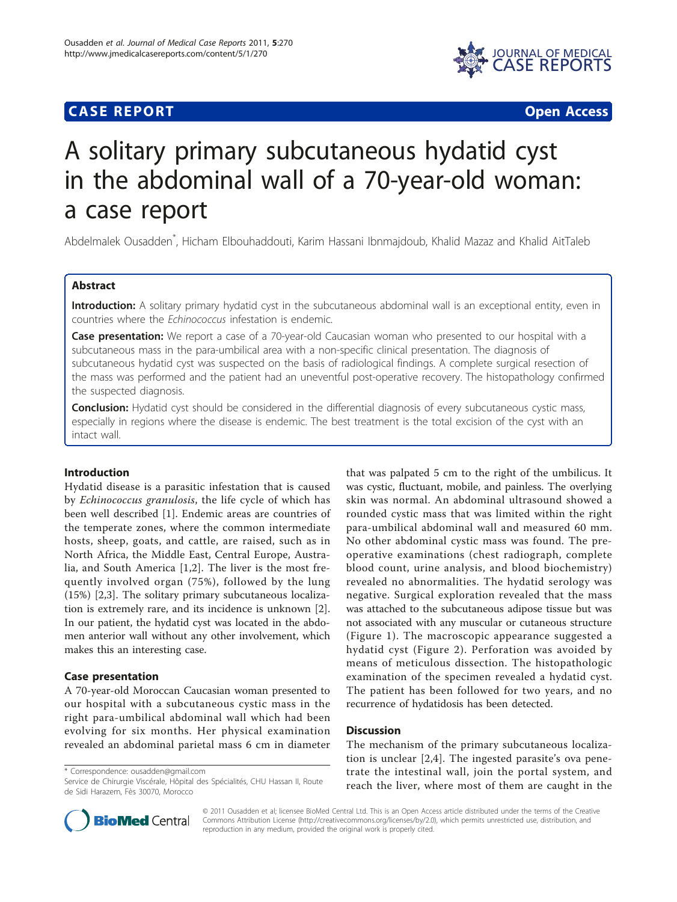CASE REPORT Open Access

# A solitary primary subcutaneous hydatid cyst in the abdominal wall of a 70-year-old woman: a case report

Abdelmalek Ousadden*, Hicham Elbouhaddouti, Karim Hassani Ibnmajdoub, Khalid Mazaz and Khalid AitTaleb

## Abstract

**Introduction:** A solitary primary hydatid cyst in the subcutaneous abdominal wall is an exceptional entity, even in countries where the *Echinococcus* infestation is endemic.

**Case presentation:** We report a case of a 70-year-old Caucasian woman who presented to our hospital with a subcutaneous mass in the para-umbilical area with a non-specific clinical presentation. The diagnosis of subcutaneous hydatid cyst was suspected on the basis of radiological findings. A complete surgical resection of the mass was performed and the patient had an uneventful post-operative recovery. The histopathology confirmed the suspected diagnosis.

**Conclusion:** Hydatid cyst should be considered in the differential diagnosis of every subcutaneous cystic mass, especially in regions where the disease is endemic. The best treatment is the total excision of the cyst with an intact wall.

## Introduction

Hydatid disease is a parasitic infestation that is caused by *Echinococcus granulosis*, the life cycle of which has been well described [1]. Endemic areas are countries of the temperate zones, where the common intermediate hosts, sheep, goats, and cattle, are raised, such as in North Africa, the Middle East, Central Europe, Australia, and South America [1,2]. The liver is the most frequently involved organ (75%), followed by the lung (15%) [2,3]. The solitary primary subcutaneous localization is extremely rare, and its incidence is unknown [2]. In our patient, the hydatid cyst was located in the abdomen anterior wall without any other involvement, which makes this an interesting case.

## Case presentation

A 70-year-old Moroccan Caucasian woman presented to our hospital with a subcutaneous cystic mass in the right para-umbilical abdominal wall which had been evolving for six months. Her physical examination revealed an abdominal parietal mass 6 cm in diameter that was palpated 5 cm to the right of the umbilicus. It was cystic, fluctuant, mobile, and painless. The overlying skin was normal. An abdominal ultrasound showed a rounded cystic mass that was limited within the right para-umbilical abdominal wall and measured 60 mm. No other abdominal cystic mass was found. The pre-operative examinations (chest radiograph, complete blood count, urine analysis, and blood biochemistry) revealed no abnormalities. The hydatid serology was negative. Surgical exploration revealed that the mass was attached to the subcutaneous adipose tissue but was not associated with any muscular or cutaneous structure (Figure 1). The macroscopic appearance suggested a hydatid cyst (Figure 2). Perforation was avoided by means of meticulous dissection. The histopathologic examination of the specimen revealed a hydatid cyst. The patient has been followed for two years, and no recurrence of hydatidosis has been detected.

## Discussion

The mechanism of the primary subcutaneous localization is unclear [2,4]. The ingested parasite's ova penetrate the intestinal wall, join the portal system, and reach the liver, where most of them are caught in the

* Correspondence: ousadden@gmail.com
Service de Chirurgie Viscérale, Hôpital des Spécialités, CHU Hassan II, Route de Sidi Harazem, Fès 30070, Morocco

© 2011 Ousadden et al; licensee BioMed Central Ltd. This is an Open Access article distributed under the terms of the Creative Commons Attribution License (http://creativecommons.org/licenses/by/2.0), which permits unrestricted use, distribution, and reproduction in any medium, provided the original work is properly cited.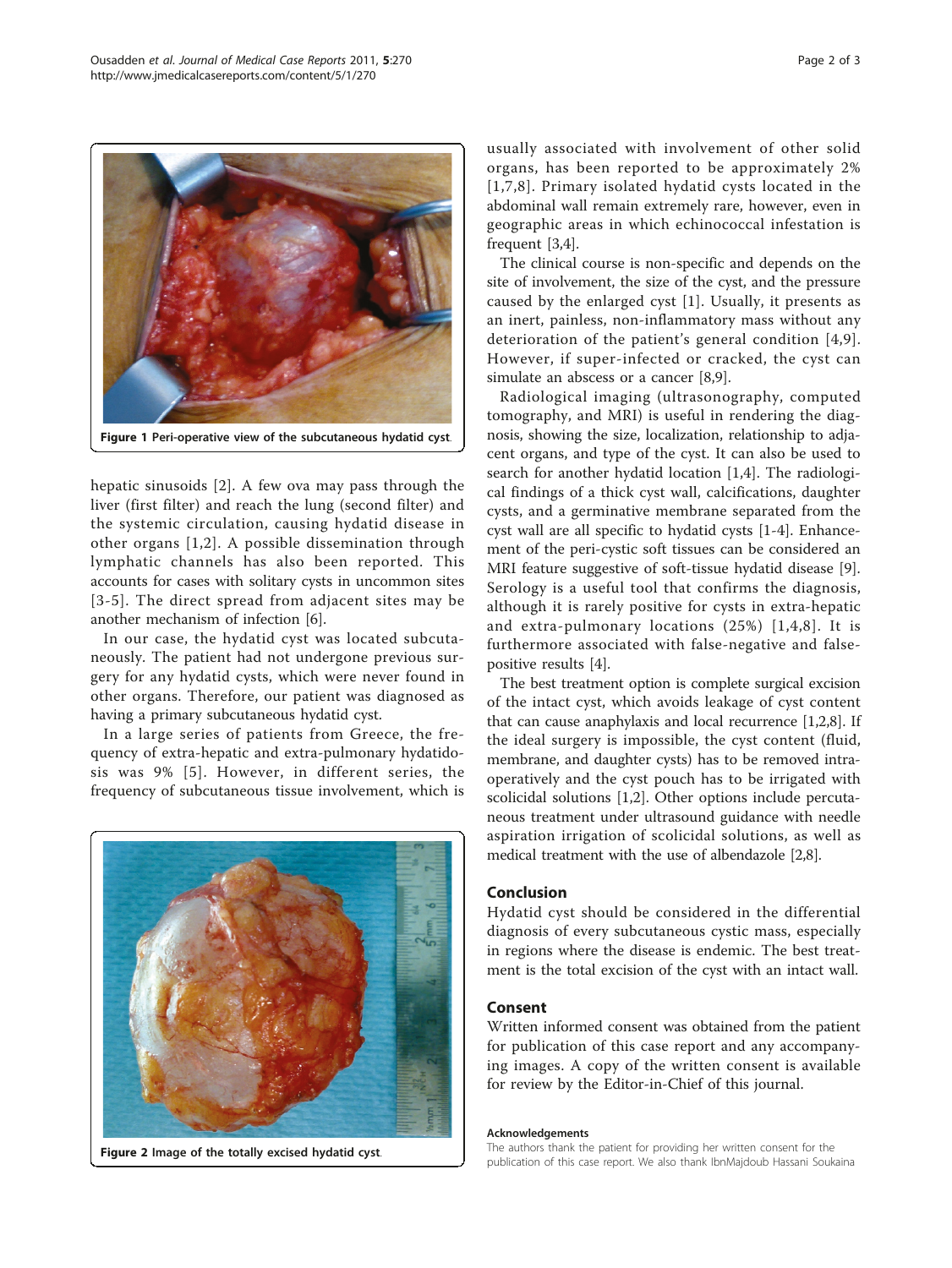Figure 1 Peri-operative view of the subcutaneous hydatid cyst.

hepatic sinusoids [2]. A few ova may pass through the liver (first filter) and reach the lung (second filter) and the systemic circulation, causing hydatid disease in other organs [1,2]. A possible dissemination through lymphatic channels has also been reported. This accounts for cases with solitary cysts in uncommon sites [3-5]. The direct spread from adjacent sites may be another mechanism of infection [6].

In our case, the hydatid cyst was located subcutaneously. The patient had not undergone previous surgery for any hydatid cysts, which were never found in other organs. Therefore, our patient was diagnosed as having a primary subcutaneous hydatid cyst.

In a large series of patients from Greece, the frequency of extra-hepatic and extra-pulmonary hydatidosis was 9% [5]. However, in different series, the frequency of subcutaneous tissue involvement, which is usually associated with involvement of other solid organs, has been reported to be approximately 2% [1,7,8]. Primary isolated hydatid cysts located in the abdominal wall remain extremely rare, however, even in geographic areas in which echinococcal infestation is frequent [3,4].

Figure 2 Image of the totally excised hydatid cyst.

The clinical course is non-specific and depends on the site of involvement, the size of the cyst, and the pressure caused by the enlarged cyst [1]. Usually, it presents as an inert, painless, non-inflammatory mass without any deterioration of the patient's general condition [4,9]. However, if super-infected or cracked, the cyst can simulate an abscess or a cancer [8,9].

Radiological imaging (ultrasonography, computed tomography, and MRI) is useful in rendering the diagnosis, showing the size, localization, relationship to adjacent organs, and type of the cyst. It can also be used to search for another hydatid location [1,4]. The radiological findings of a thick cyst wall, calcifications, daughter cysts, and a germinative membrane separated from the cyst wall are all specific to hydatid cysts [1-4]. Enhancement of the peri-cystic soft tissues can be considered an MRI feature suggestive of soft-tissue hydatid disease [9]. Serology is a useful tool that confirms the diagnosis, although it is rarely positive for cysts in extra-hepatic and extra-pulmonary locations (25%) [1,4,8]. It is furthermore associated with false-negative and false-positive results [4].

The best treatment option is complete surgical excision of the intact cyst, which avoids leakage of cyst content that can cause anaphylaxis and local recurrence [1,2,8]. If the ideal surgery is impossible, the cyst content (fluid, membrane, and daughter cysts) has to be removed intra-operatively and the cyst pouch has to be irrigated with scolicidal solutions [1,2]. Other options include percutaneous treatment under ultrasound guidance with needle aspiration irrigation of scolicidal solutions, as well as medical treatment with the use of albendazole [2,8].

## Conclusion

Hydatid cyst should be considered in the differential diagnosis of every subcutaneous cystic mass, especially in regions where the disease is endemic. The best treatment is the total excision of the cyst with an intact wall.

## Consent

Written informed consent was obtained from the patient for publication of this case report and any accompanying images. A copy of the written consent is available for review by the Editor-in-Chief of this journal.

#### Acknowledgements

The authors thank the patient for providing her written consent for the publication of this case report. We also thank IbnMajdoub Hassani Soukaina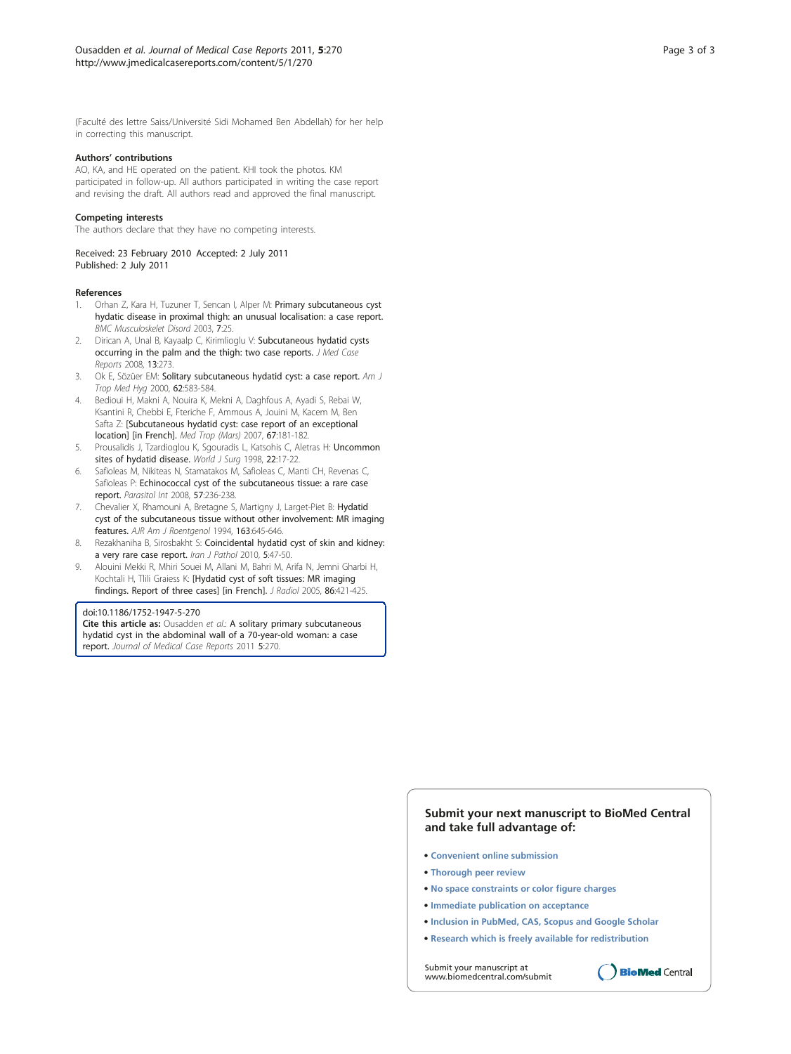(Faculté des lettre Saiss/Université Sidi Mohamed Ben Abdellah) for her help in correcting this manuscript.

### Authors' contributions

AO, KA, and HE operated on the patient. KHI took the photos. KM participated in follow-up. All authors participated in writing the case report and revising the draft. All authors read and approved the final manuscript.

### Competing interests

The authors declare that they have no competing interests.

Received: 23 February 2010 Accepted: 2 July 2011
Published: 2 July 2011

### References

1. Orhan Z, Kara H, Tuzuner T, Sencan I, Alper M: **Primary subcutaneous cyst hydatic disease in proximal thigh: an unusual localisation: a case report.** *BMC Musculoskelet Disord* 2003, **7**:25.
2. Dirican A, Unal B, Kayaalp C, Kirimlioglu V: **Subcutaneous hydatid cysts occurring in the palm and the thigh: two case reports.** *J Med Case Reports* 2008, **13**:273.
3. Ok E, Sözüer EM: **Solitary subcutaneous hydatid cyst: a case report.** *Am J Trop Med Hyg* 2000, **62**:583-584.
4. Bedioui H, Makni A, Nouira K, Mekni A, Daghfous A, Ayadi S, Rebai W, Ksantini R, Chebbi E, Fteriche F, Ammous A, Jouini M, Kacem M, Ben Safta Z: **[Subcutaneous hydatid cyst: case report of an exceptional location] [in French].** *Med Trop (Mars)* 2007, **67**:181-182.
5. Prousalidis J, Tzardioglou K, Sgouradis L, Katsohis C, Aletras H: **Uncommon sites of hydatid disease.** *World J Surg* 1998, **22**:17-22.
6. Safioleas M, Nikiteas N, Stamatakos M, Safioleas C, Manti CH, Revenas C, Safioleas P: **Echinococcal cyst of the subcutaneous tissue: a rare case report.** *Parasitol Int* 2008, **57**:236-238.
7. Chevalier X, Rhamouni A, Bretagne S, Martigny J, Larget-Piet B: **Hydatid cyst of the subcutaneous tissue without other involvement: MR imaging features.** *AJR Am J Roentgenol* 1994, **163**:645-646.
8. Rezakhaniha B, Sirosbakht S: **Coincidental hydatid cyst of skin and kidney: a very rare case report.** *Iran J Pathol* 2010, **5**:47-50.
9. Alouini Mekki R, Mhiri Souei M, Allani M, Bahri M, Arifa N, Jemni Gharbi H, Kochtali H, Tlili Graiess K: **[Hydatid cyst of soft tissues: MR imaging findings. Report of three cases] [in French].** *J Radiol* 2005, **86**:421-425.

doi:10.1186/1752-1947-5-270
**Cite this article as:** Ousadden *et al.*: A solitary primary subcutaneous hydatid cyst in the abdominal wall of a 70-year-old woman: a case report. *Journal of Medical Case Reports* 2011 **5**:270.

**Submit your next manuscript to BioMed Central and take full advantage of:**

- **Convenient online submission**
- **Thorough peer review**
- **No space constraints or color figure charges**
- **Immediate publication on acceptance**
- **Inclusion in PubMed, CAS, Scopus and Google Scholar**
- **Research which is freely available for redistribution**

Submit your manuscript at
www.biomedcentral.com/submit

BioMed Central